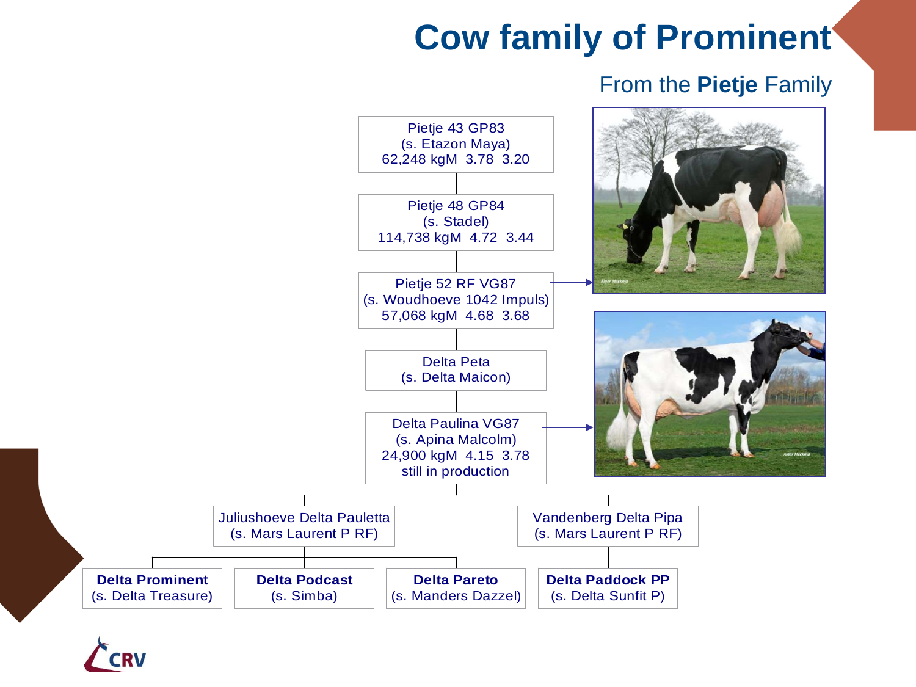# Cow family of Prominent

## From the **Pietje** Family

Pietje 43 GP83
(s. Etazon Maya)
62,248 kgM 3.78 3.20

Pietje 48 GP84
(s. Stadel)
114,738 kgM 4.72 3.44

Pietje 52 RF VG87
(s. Woudhoeve 1042 Impuls)
57,068 kgM 4.68 3.68

Delta Peta
(s. Delta Maicon)

Delta Paulina VG87
(s. Apina Malcolm)
24,900 kgM 4.15 3.78
still in production

Juliushoeve Delta Pauletta
(s. Mars Laurent P RF)

- **Delta Prominent** (s. Delta Treasure)
- **Delta Podcast** (s. Simba)
- **Delta Pareto** (s. Manders Dazzel)

Vandenberg Delta Pipa
(s. Mars Laurent P RF)

- **Delta Paddock PP** (s. Delta Sunfit P)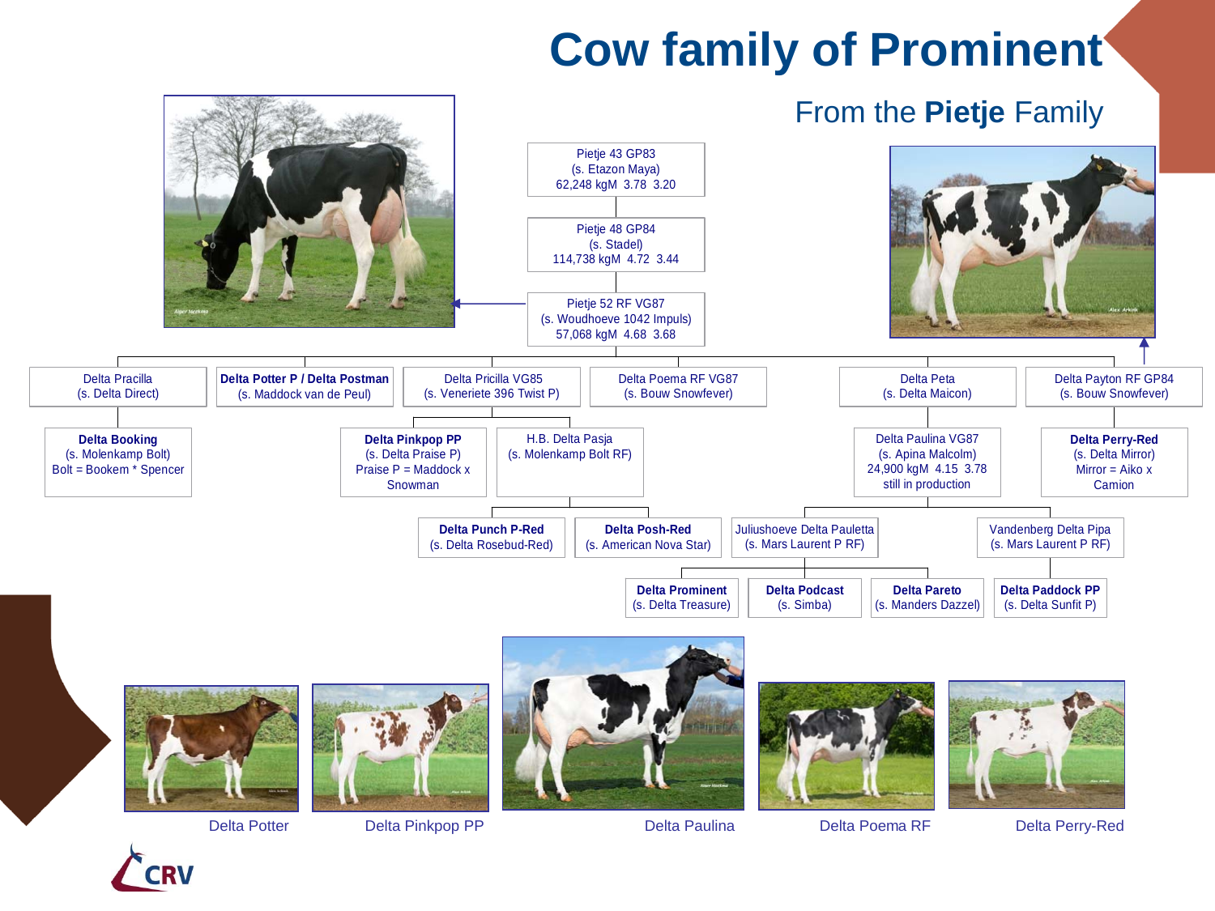# Cow family of Prominent

From the **Pietje** Family

Pietje 43 GP83
(s. Etazon Maya)
62,248 kgM 3.78 3.20

Pietje 48 GP84
(s. Stadel)
114,738 kgM 4.72 3.44

Pietje 52 RF VG87
(s. Woudhoeve 1042 Impuls)
57,068 kgM 4.68 3.68

Delta Pracilla
(s. Delta Direct)

**Delta Booking**
(s. Molenkamp Bolt)
Bolt = Bookem * Spencer

**Delta Potter P / Delta Postman**
(s. Maddock van de Peul)

Delta Pricilla VG85
(s. Veneriete 396 Twist P)

**Delta Pinkpop PP**
(s. Delta Praise P)
Praise P = Maddock x Snowman

H.B. Delta Pasja
(s. Molenkamp Bolt RF)

**Delta Punch P-Red**
(s. Delta Rosebud-Red)

**Delta Posh-Red**
(s. American Nova Star)

Delta Poema RF VG87
(s. Bouw Snowfever)

Delta Peta
(s. Delta Maicon)

Delta Paulina VG87
(s. Apina Malcolm)
24,900 kgM 4.15 3.78
still in production

Juliushoeve Delta Pauletta
(s. Mars Laurent P RF)

**Delta Prominent**
(s. Delta Treasure)

**Delta Podcast**
(s. Simba)

**Delta Pareto**
(s. Manders Dazzel)

Vandenberg Delta Pipa
(s. Mars Laurent P RF)

**Delta Paddock PP**
(s. Delta Sunfit P)

Delta Payton RF GP84
(s. Bouw Snowfever)

**Delta Perry-Red**
(s. Delta Mirror)
Mirror = Aiko x Camion

Delta Potter

Delta Pinkpop PP

Delta Paulina

Delta Poema RF

Delta Perry-Red